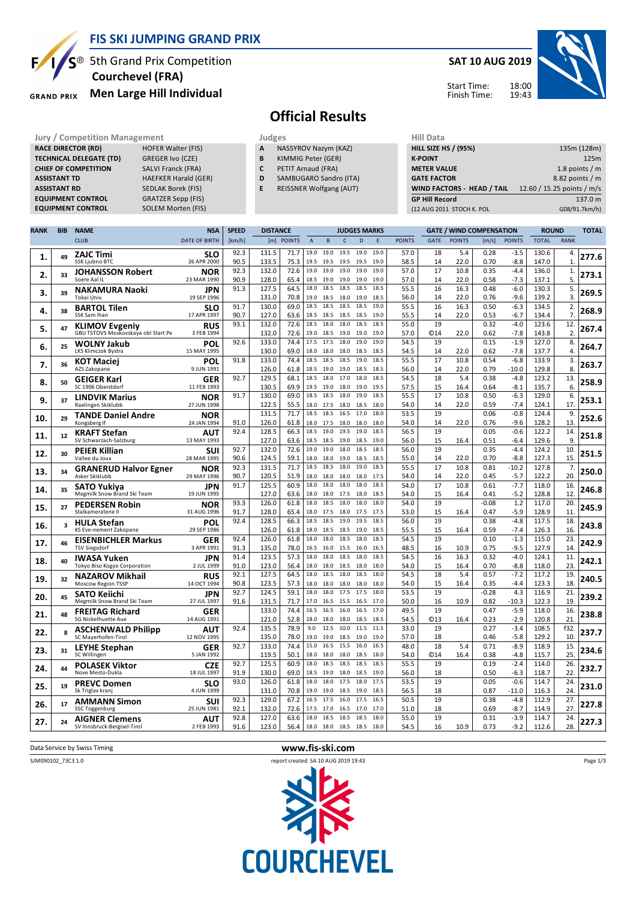# FIS SKI JUMPING GRAND PRIX

5th Grand Prix Competition
**Courchevel (FRA)**
**Men Large Hill Individual**

**SAT 10 AUG 2019**

Start Time: 18:00
Finish Time: 19:43

## Official Results

| Jury / Competition Management | |
|---|---|
| RACE DIRECTOR (RD) | HOFER Walter (FIS) |
| TECHNICAL DELEGATE (TD) | GREGER Ivo (CZE) |
| CHIEF OF COMPETITION | SALVI Franck (FRA) |
| ASSISTANT TD | HAEFKER Harald (GER) |
| ASSISTANT RD | SEDLAK Borek (FIS) |
| EQUIPMENT CONTROL | GRATZER Sepp (FIS) |
| EQUIPMENT CONTROL | SOLEM Morten (FIS) |

| Judges | |
|---|---|
| A | NASSYROV Nazym (KAZ) |
| B | KIMMIG Peter (GER) |
| C | PETIT Arnaud (FRA) |
| D | SAMBUGARO Sandro (ITA) |
| E | REISSNER Wolfgang (AUT) |

| Hill Data | |
|---|---|
| HILL SIZE HS / (95%) | 135m (128m) |
| K-POINT | 125m |
| METER VALUE | 1.8 points / m |
| GATE FACTOR | 8.82 points / m |
| WIND FACTORS - HEAD / TAIL | 12.60 / 15.25 points / m/s |
| GP Hill Record | 137.0 m |
| (12 AUG 2011 STOCH K. POL | G08/91.7km/h) |

| RANK | BIB | NAME / CLUB | NSA / DATE OF BIRTH | SPEED [km/h] | DISTANCE [m] | DISTANCE POINTS | A | B | C | D | E | JUDGES POINTS | GATE | GATE POINTS | WIND [m/s] | WIND POINTS | ROUND TOTAL | ROUND RANK | TOTAL |
|---|---|---|---|---|---|---|---|---|---|---|---|---|---|---|---|---|---|---|---|
| 1. | 49 | **ZAJC Timi** | SLO | 92.3 | 131.5 | 71.7 | 19.0 | 19.0 | 19.5 | 19.0 | 19.0 | 57.0 | 18 | 5.4 | 0.28 | -3.5 | 130.6 | 4. | 277.6 |
| | | SSK Ljubno BTC | 26 APR 2000 | 90.5 | 133.5 | 75.3 | 19.5 | 19.5 | 19.5 | 19.5 | 19.0 | 58.5 | 14 | 22.0 | 0.70 | -8.8 | 147.0 | 1. | |
| 2. | 33 | **JOHANSSON Robert** | NOR | 92.3 | 132.0 | 72.6 | 19.0 | 19.0 | 19.0 | 19.0 | 19.0 | 57.0 | 17 | 10.8 | 0.35 | -4.4 | 136.0 | 1. | 273.1 |
| | | Soere Aal IL | 23 MAR 1990 | 90.9 | 128.0 | 65.4 | 18.5 | 19.0 | 19.0 | 19.0 | 19.0 | 57.0 | 14 | 22.0 | 0.58 | -7.3 | 137.1 | 5. | |
| 3. | 39 | **NAKAMURA Naoki** | JPN | 91.3 | 127.5 | 64.5 | 18.0 | 18.5 | 18.5 | 18.5 | 18.5 | 55.5 | 16 | 16.3 | 0.48 | -6.0 | 130.3 | 5. | 269.5 |
| | | Tokai Univ. | 19 SEP 1996 | | 131.0 | 70.8 | 19.0 | 18.5 | 18.0 | 19.0 | 18.5 | 56.0 | 14 | 22.0 | 0.76 | -9.6 | 139.2 | 3. | |
| 4. | 38 | **BARTOL Tilen** | SLO | 91.7 | 130.0 | 69.0 | 18.5 | 18.5 | 18.5 | 18.5 | 18.5 | 55.5 | 16 | 16.3 | 0.50 | -6.3 | 134.5 | 2. | 268.9 |
| | | SSK Sam Ihan | 17 APR 1997 | 90.7 | 127.0 | 63.6 | 18.5 | 18.5 | 18.5 | 18.5 | 19.0 | 55.5 | 14 | 22.0 | 0.53 | -6.7 | 134.4 | 7. | |
| 5. | 47 | **KLIMOV Evgeniy** | RUS | 93.1 | 132.0 | 72.6 | 18.5 | 18.0 | 18.0 | 18.5 | 18.5 | 55.0 | 19 | | 0.32 | -4.0 | 123.6 | 12. | 267.4 |
| | | GBU TSTOVS Moskovskaya obl Start Pe | 3 FEB 1994 | | 132.0 | 72.6 | 19.0 | 18.5 | 19.0 | 19.0 | 19.0 | 57.0 | ©14 | 22.0 | 0.62 | -7.8 | 143.8 | 2. | |
| 6. | 25 | **WOLNY Jakub** | POL | 92.6 | 133.0 | 74.4 | 17.5 | 17.5 | 18.0 | 19.0 | 19.0 | 54.5 | 19 | | 0.15 | -1.9 | 127.0 | 8. | 264.7 |
| | | LKS Klimczok Bystra | 15 MAY 1995 | | 130.0 | 69.0 | 18.0 | 18.0 | 18.0 | 18.5 | 18.5 | 54.5 | 14 | 22.0 | 0.62 | -7.8 | 137.7 | 4. | |
| 7. | 36 | **KOT Maciej** | POL | 91.8 | 133.0 | 74.4 | 18.5 | 18.5 | 18.5 | 19.0 | 18.5 | 55.5 | 17 | 10.8 | 0.54 | -6.8 | 133.9 | 3. | 263.7 |
| | | AZS Zakopane | 9 JUN 1991 | | 126.0 | 61.8 | 18.5 | 19.0 | 19.0 | 18.5 | 18.5 | 56.0 | 14 | 22.0 | 0.79 | -10.0 | 129.8 | 8. | |
| 8. | 50 | **GEIGER Karl** | GER | 92.7 | 129.5 | 68.1 | 18.5 | 18.0 | 17.0 | 18.0 | 18.5 | 54.5 | 18 | 5.4 | 0.38 | -4.8 | 123.2 | 13. | 258.9 |
| | | SC 1906 Oberstdorf | 11 FEB 1993 | | 130.5 | 69.9 | 19.5 | 19.0 | 18.0 | 19.0 | 19.5 | 57.5 | 15 | 16.4 | 0.64 | -8.1 | 135.7 | 6. | |
| 9. | 37 | **LINDVIK Marius** | NOR | 91.7 | 130.0 | 69.0 | 18.5 | 18.5 | 18.0 | 19.0 | 18.5 | 55.5 | 17 | 10.8 | 0.50 | -6.3 | 129.0 | 6. | 253.1 |
| | | Raelingen Skiklubb | 27 JUN 1998 | | 122.5 | 55.5 | 18.0 | 17.5 | 18.0 | 18.5 | 18.0 | 54.0 | 14 | 22.0 | 0.59 | -7.4 | 124.1 | 17. | |
| 10. | 29 | **TANDE Daniel Andre** | NOR | | 131.5 | 71.7 | 18.5 | 18.5 | 16.5 | 17.0 | 18.0 | 53.5 | 19 | | 0.06 | -0.8 | 124.4 | 9. | 252.6 |
| | | Kongsberg If | 24 JAN 1994 | 91.0 | 126.0 | 61.8 | 18.0 | 18.0 | 18.0 | 18.0 | 18.0 | 54.0 | 14 | 22.0 | 0.76 | -9.6 | 128.2 | 13. | |
| 11. | 12 | **KRAFT Stefan** | AUT | 92.4 | 128.5 | 66.3 | 18.5 | 19.0 | 19.5 | 19.0 | 18.5 | 56.5 | 19 | | 0.05 | -0.6 | 122.2 | 14. | 251.8 |
| | | SV Schwarzach-Salzburg | 13 MAY 1993 | | 127.0 | 63.6 | 18.5 | 18.5 | 19.0 | 18.5 | 19.0 | 56.0 | 15 | 16.4 | 0.51 | -6.4 | 129.6 | 9. | |
| 12. | 30 | **PEIER Killian** | SUI | 92.7 | 132.0 | 72.6 | 19.0 | 19.0 | 18.0 | 18.5 | 18.5 | 56.0 | 19 | | 0.35 | -4.4 | 124.2 | 10. | 251.5 |
| | | Vallee du Joux | 28 MAR 1995 | 90.6 | 124.5 | 59.1 | 18.0 | 18.0 | 19.0 | 18.5 | 18.5 | 55.0 | 14 | 22.0 | 0.70 | -8.8 | 127.3 | 15. | |
| 13. | 34 | **GRANERUD Halvor Egner** | NOR | 92.3 | 131.5 | 71.7 | 18.5 | 18.5 | 18.0 | 19.0 | 18.5 | 55.5 | 17 | 10.8 | 0.81 | -10.2 | 127.8 | 7. | 250.0 |
| | | Asker Skiklubb | 29 MAY 1996 | 90.7 | 120.5 | 51.9 | 18.0 | 18.0 | 18.0 | 18.0 | 17.5 | 54.0 | 14 | 22.0 | 0.45 | -5.7 | 122.2 | 20. | |
| 14. | 35 | **SATO Yukiya** | JPN | 91.7 | 125.5 | 60.9 | 18.0 | 18.0 | 18.0 | 18.0 | 18.5 | 54.0 | 17 | 10.8 | 0.61 | -7.7 | 118.0 | 16. | 246.8 |
| | | Megmilk Snow Brand Ski Team | 19 JUN 1995 | | 127.0 | 63.6 | 18.0 | 18.0 | 17.5 | 18.0 | 18.5 | 54.0 | 15 | 16.4 | 0.41 | -5.2 | 128.8 | 12. | |
| 15. | 27 | **PEDERSEN Robin** | NOR | 93.3 | 126.0 | 61.8 | 18.0 | 18.5 | 18.0 | 18.0 | 18.0 | 54.0 | 19 | | -0.08 | 1.2 | 117.0 | 20. | 245.9 |
| | | Stalkameratene Il | 31 AUG 1996 | 91.7 | 128.0 | 65.4 | 18.0 | 17.5 | 18.0 | 17.5 | 17.5 | 53.0 | 15 | 16.4 | 0.47 | -5.9 | 128.9 | 11. | |
| 16. | 3 | **HULA Stefan** | POL | 92.4 | 128.5 | 66.3 | 18.5 | 18.5 | 19.0 | 19.5 | 18.5 | 56.0 | 19 | | 0.38 | -4.8 | 117.5 | 18. | 243.8 |
| | | KS Eve-nement Zakopane | 29 SEP 1986 | | 126.0 | 61.8 | 18.0 | 18.5 | 18.5 | 19.0 | 18.5 | 55.5 | 15 | 16.4 | 0.59 | -7.4 | 126.3 | 16. | |
| 17. | 46 | **EISENBICHLER Markus** | GER | 92.4 | 126.0 | 61.8 | 18.0 | 18.0 | 18.5 | 18.0 | 18.5 | 54.5 | 19 | | 0.10 | -1.3 | 115.0 | 23. | 242.9 |
| | | TSV Siegsdorf | 3 APR 1991 | 91.3 | 135.0 | 78.0 | 16.5 | 16.0 | 15.5 | 16.0 | 16.5 | 48.5 | 16 | 10.9 | 0.75 | -9.5 | 127.9 | 14. | |
| 18. | 40 | **IWASA Yuken** | JPN | 91.4 | 123.5 | 57.3 | 18.0 | 18.0 | 18.5 | 18.0 | 18.5 | 54.5 | 16 | 16.3 | 0.32 | -4.0 | 124.1 | 11. | 242.1 |
| | | Tokyo Biso Kogyo Corporation | 2 JUL 1999 | 91.0 | 123.0 | 56.4 | 18.0 | 18.0 | 18.5 | 18.0 | 18.0 | 54.0 | 15 | 16.4 | 0.70 | -8.8 | 118.0 | 23. | |
| 19. | 32 | **NAZAROV Mikhail** | RUS | 92.1 | 127.5 | 64.5 | 18.0 | 18.5 | 18.0 | 18.5 | 18.0 | 54.5 | 18 | 5.4 | 0.57 | -7.2 | 117.2 | 19. | 240.5 |
| | | Moscow Region TSSP | 14 OCT 1994 | 90.8 | 123.5 | 57.3 | 18.0 | 18.0 | 18.0 | 18.0 | 18.0 | 54.0 | 15 | 16.4 | 0.35 | -4.4 | 123.3 | 18. | |
| 20. | 45 | **SATO Keiichi** | JPN | 92.7 | 124.5 | 59.1 | 18.0 | 18.0 | 17.5 | 17.5 | 18.0 | 53.5 | 19 | | -0.28 | 4.3 | 116.9 | 21. | 239.2 |
| | | Megmilk Snow Brand Ski Team | 27 JUL 1997 | 91.6 | 131.5 | 71.7 | 17.0 | 16.5 | 15.5 | 16.5 | 17.0 | 50.0 | 16 | 10.9 | 0.82 | -10.3 | 122.3 | 19. | |
| 21. | 48 | **FREITAG Richard** | GER | | 133.0 | 74.4 | 16.5 | 16.5 | 16.0 | 16.5 | 17.0 | 49.5 | 19 | | 0.47 | -5.9 | 118.0 | 16. | 238.8 |
| | | SG Nickelhuette Aue | 14 AUG 1991 | | 121.0 | 52.8 | 18.0 | 18.0 | 18.0 | 18.5 | 18.5 | 54.5 | ©13 | 16.4 | 0.23 | -2.9 | 120.8 | 21. | |
| 22. | 8 | **ASCHENWALD Philipp** | AUT | 92.4 | 135.5 | 78.9 | 9.0 | 12.5 | 10.0 | 11.5 | 11.5 | 33.0 | 19 | | 0.27 | -3.4 | 108.5 | f32. | 237.7 |
| | | SC Mayerhofen-Tirol | 12 NOV 1995 | | 135.0 | 78.0 | 19.0 | 19.0 | 18.5 | 19.0 | 19.0 | 57.0 | 18 | | 0.46 | -5.8 | 129.2 | 10. | |
| 23. | 31 | **LEYHE Stephan** | GER | 92.7 | 133.0 | 74.4 | 15.0 | 16.5 | 15.5 | 16.0 | 16.5 | 48.0 | 18 | 5.4 | 0.71 | -8.9 | 118.9 | 15. | 234.6 |
| | | SC Willingen | 5 JAN 1992 | | 119.5 | 50.1 | 18.0 | 18.0 | 18.0 | 18.0 | 18.0 | 54.0 | ©14 | 16.4 | 0.38 | -4.8 | 115.7 | 25. | |
| 24. | 44 | **POLASEK Viktor** | CZE | 92.7 | 125.5 | 60.9 | 18.0 | 18.5 | 18.5 | 18.5 | 18.5 | 55.5 | 19 | | 0.19 | -2.4 | 114.0 | 26. | 232.7 |
| | | Nove Mesto-Dukla | 18 JUL 1997 | 91.9 | 130.0 | 69.0 | 18.5 | 19.0 | 18.0 | 18.5 | 19.0 | 56.0 | 18 | | 0.50 | -6.3 | 118.7 | 22. | |
| 25. | 19 | **PREVC Domen** | SLO | 93.0 | 126.0 | 61.8 | 18.0 | 18.0 | 17.5 | 18.0 | 17.5 | 53.5 | 19 | | 0.05 | -0.6 | 114.7 | 24. | 231.0 |
| | | Sk Triglav kranj | 4 JUN 1999 | | 131.0 | 70.8 | 19.0 | 19.0 | 18.5 | 19.0 | 18.5 | 56.5 | 18 | | 0.87 | -11.0 | 116.3 | 24. | |
| 26. | 17 | **AMMANN Simon** | SUI | 92.3 | 129.0 | 67.2 | 16.5 | 17.5 | 16.0 | 17.5 | 16.5 | 50.5 | 19 | | 0.38 | -4.8 | 112.9 | 27. | 227.8 |
| | | SSC Toggenburg | 25 JUN 1981 | 92.1 | 132.0 | 72.6 | 17.5 | 17.0 | 16.5 | 17.0 | 17.0 | 51.0 | 18 | | 0.69 | -8.7 | 114.9 | 27. | |
| 27. | 24 | **AIGNER Clemens** | AUT | 92.8 | 127.0 | 63.6 | 18.0 | 18.5 | 18.5 | 18.5 | 18.0 | 55.0 | 19 | | 0.31 | -3.9 | 114.7 | 24. | 227.3 |
| | | SV Innsbruck-Bergisel-Tirol | 2 FEB 1993 | 91.6 | 123.0 | 56.4 | 18.0 | 18.0 | 18.5 | 18.5 | 18.0 | 54.5 | 16 | 10.9 | 0.73 | -9.2 | 112.6 | 28. | |

Data Service by Swiss Timing

www.fis-ski.com

SJM090102_73C3 1.0 report created SA 10 AUG 2019 19:43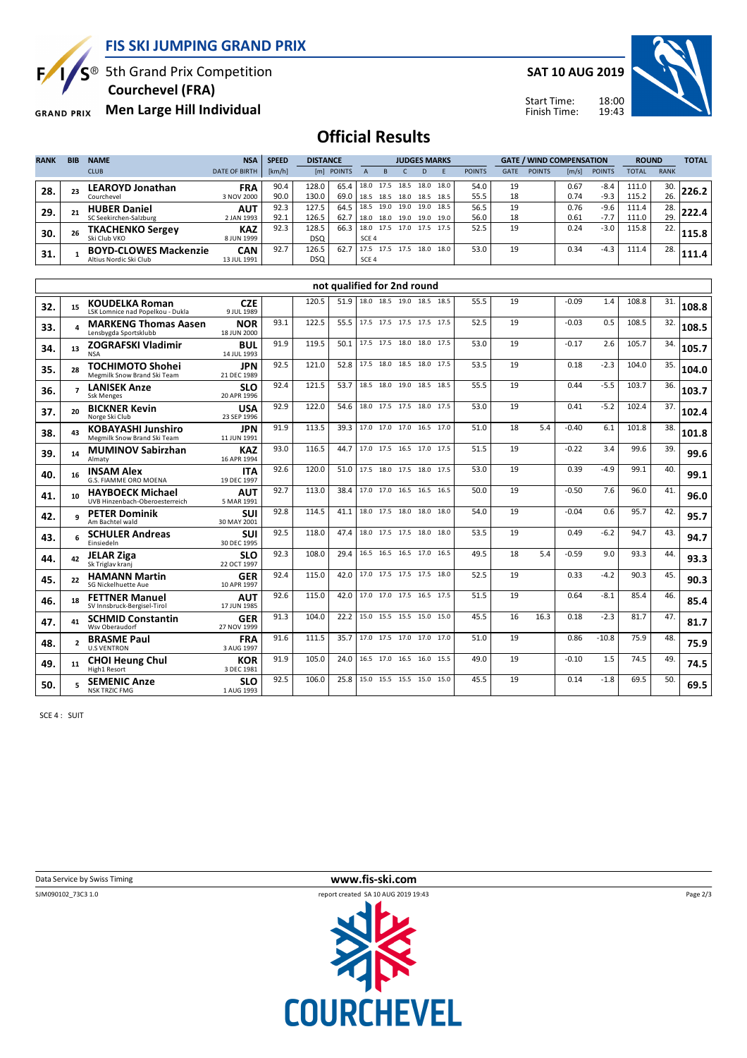# FIS SKI JUMPING GRAND PRIX

5th Grand Prix Competition
**Courchevel (FRA)**
**Men Large Hill Individual**

**SAT 10 AUG 2019**

Start Time: 18:00
Finish Time: 19:43

## Official Results

| RANK | BIB | NAME / CLUB | NSA / DATE OF BIRTH | SPEED [km/h] | DISTANCE [m] | DISTANCE POINTS | JUDGES MARKS A | B | C | D | E | JUDGES POINTS | GATE | GATE POINTS | WIND [m/s] | WIND POINTS | ROUND TOTAL | ROUND RANK | TOTAL |
|---|---|---|---|---|---|---|---|---|---|---|---|---|---|---|---|---|---|---|---|
| 28. | 23 | **LEAROYD Jonathan** Courchevel | **FRA** 3 NOV 2000 | 90.4 | 128.0 | 65.4 | 18.0 | 17.5 | 18.5 | 18.0 | 18.0 | 54.0 | 19 | | 0.67 | -8.4 | 111.0 | 30. | 226.2 |
| | | | | 90.0 | 130.0 | 69.0 | 18.5 | 18.5 | 18.0 | 18.5 | 18.5 | 55.5 | 18 | | 0.74 | -9.3 | 115.2 | 26. | |
| 29. | 21 | **HUBER Daniel** SC Seekirchen-Salzburg | **AUT** 2 JAN 1993 | 92.3 | 127.5 | 64.5 | 18.5 | 19.0 | 19.0 | 19.0 | 18.5 | 56.5 | 19 | | 0.76 | -9.6 | 111.4 | 28. | 222.4 |
| | | | | 92.1 | 126.5 | 62.7 | 18.0 | 18.0 | 19.0 | 19.0 | 19.0 | 56.0 | 18 | | 0.61 | -7.7 | 111.0 | 29. | |
| 30. | 26 | **TKACHENKO Sergey** Ski Club VKO | **KAZ** 8 JUN 1999 | 92.3 | 128.5 | 66.3 | 18.0 | 17.5 | 17.0 | 17.5 | 17.5 | 52.5 | 19 | | 0.24 | -3.0 | 115.8 | 22. | 115.8 |
| | | | | | DSQ | | SCE 4 | | | | | | | | | | | | |
| 31. | 1 | **BOYD-CLOWES Mackenzie** Altius Nordic Ski Club | **CAN** 13 JUL 1991 | 92.7 | 126.5 | 62.7 | 17.5 | 17.5 | 17.5 | 18.0 | 18.0 | 53.0 | 19 | | 0.34 | -4.3 | 111.4 | 28. | 111.4 |
| | | | | | DSQ | | SCE 4 | | | | | | | | | | | | |

### not qualified for 2nd round

| RANK | BIB | NAME / CLUB | NSA / DATE OF BIRTH | SPEED [km/h] | DISTANCE [m] | DISTANCE POINTS | JUDGES MARKS A | B | C | D | E | JUDGES POINTS | GATE | GATE POINTS | WIND [m/s] | WIND POINTS | ROUND TOTAL | ROUND RANK | TOTAL |
|---|---|---|---|---|---|---|---|---|---|---|---|---|---|---|---|---|---|---|---|
| 32. | 15 | **KOUDELKA Roman** LSK Lomnice nad Popelkou - Dukla | **CZE** 9 JUL 1989 | | 120.5 | 51.9 | 18.0 | 18.5 | 19.0 | 18.5 | 18.5 | 55.5 | 19 | | -0.09 | 1.4 | 108.8 | 31. | 108.8 |
| 33. | 4 | **MARKENG Thomas Aasen** Lensbygda Sportsklubb | **NOR** 18 JUN 2000 | 93.1 | 122.5 | 55.5 | 17.5 | 17.5 | 17.5 | 17.5 | 17.5 | 52.5 | 19 | | -0.03 | 0.5 | 108.5 | 32. | 108.5 |
| 34. | 13 | **ZOGRAFSKI Vladimir** NSA | **BUL** 14 JUL 1993 | 91.9 | 119.5 | 50.1 | 17.5 | 17.5 | 18.0 | 18.0 | 17.5 | 53.0 | 19 | | -0.17 | 2.6 | 105.7 | 34. | 105.7 |
| 35. | 28 | **TOCHIMOTO Shohei** Megmilk Snow Brand Ski Team | **JPN** 21 DEC 1989 | 92.5 | 121.0 | 52.8 | 17.5 | 18.0 | 18.5 | 18.0 | 17.5 | 53.5 | 19 | | 0.18 | -2.3 | 104.0 | 35. | 104.0 |
| 36. | 7 | **LANISEK Anze** Ssk Menges | **SLO** 20 APR 1996 | 92.4 | 121.5 | 53.7 | 18.5 | 18.0 | 19.0 | 18.5 | 18.5 | 55.5 | 19 | | 0.44 | -5.5 | 103.7 | 36. | 103.7 |
| 37. | 20 | **BICKNER Kevin** Norge Ski Club | **USA** 23 SEP 1996 | 92.9 | 122.0 | 54.6 | 18.0 | 17.5 | 17.5 | 18.0 | 17.5 | 53.0 | 19 | | 0.41 | -5.2 | 102.4 | 37. | 102.4 |
| 38. | 43 | **KOBAYASHI Junshiro** Megmilk Snow Brand Ski Team | **JPN** 11 JUN 1991 | 91.9 | 113.5 | 39.3 | 17.0 | 17.0 | 17.0 | 16.5 | 17.0 | 51.0 | 18 | 5.4 | -0.40 | 6.1 | 101.8 | 38. | 101.8 |
| 39. | 14 | **MUMINOV Sabirzhan** Almaty | **KAZ** 16 APR 1994 | 93.0 | 116.5 | 44.7 | 17.0 | 17.5 | 16.5 | 17.0 | 17.5 | 51.5 | 19 | | -0.22 | 3.4 | 99.6 | 39. | 99.6 |
| 40. | 16 | **INSAM Alex** G.S. FIAMME ORO MOENA | **ITA** 19 DEC 1997 | 92.6 | 120.0 | 51.0 | 17.5 | 18.0 | 17.5 | 18.0 | 17.5 | 53.0 | 19 | | 0.39 | -4.9 | 99.1 | 40. | 99.1 |
| 41. | 10 | **HAYBOECK Michael** UVB Hinzenbach-Oberoesterreich | **AUT** 5 MAR 1991 | 92.7 | 113.0 | 38.4 | 17.0 | 17.0 | 16.5 | 16.5 | 16.5 | 50.0 | 19 | | -0.50 | 7.6 | 96.0 | 41. | 96.0 |
| 42. | 9 | **PETER Dominik** Am Bachtel wald | **SUI** 30 MAY 2001 | 92.8 | 114.5 | 41.1 | 18.0 | 17.5 | 18.0 | 18.0 | 18.0 | 54.0 | 19 | | -0.04 | 0.6 | 95.7 | 42. | 95.7 |
| 43. | 6 | **SCHULER Andreas** Einsiedeln | **SUI** 30 DEC 1995 | 92.5 | 118.0 | 47.4 | 18.0 | 17.5 | 17.5 | 18.0 | 18.0 | 53.5 | 19 | | 0.49 | -6.2 | 94.7 | 43. | 94.7 |
| 44. | 42 | **JELAR Ziga** Sk Triglav kranj | **SLO** 22 OCT 1997 | 92.3 | 108.0 | 29.4 | 16.5 | 16.5 | 16.5 | 17.0 | 16.5 | 49.5 | 18 | 5.4 | -0.59 | 9.0 | 93.3 | 44. | 93.3 |
| 45. | 22 | **HAMANN Martin** SG Nickelhuette Aue | **GER** 10 APR 1997 | 92.4 | 115.0 | 42.0 | 17.0 | 17.5 | 17.5 | 17.5 | 18.0 | 52.5 | 19 | | 0.33 | -4.2 | 90.3 | 45. | 90.3 |
| 46. | 18 | **FETTNER Manuel** SV Innsbruck-Bergisel-Tirol | **AUT** 17 JUN 1985 | 92.6 | 115.0 | 42.0 | 17.0 | 17.0 | 17.5 | 16.5 | 17.5 | 51.5 | 19 | | 0.64 | -8.1 | 85.4 | 46. | 85.4 |
| 47. | 41 | **SCHMID Constantin** Wsv Oberaudorf | **GER** 27 NOV 1999 | 91.3 | 104.0 | 22.2 | 15.0 | 15.5 | 15.5 | 15.0 | 15.0 | 45.5 | 16 | 16.3 | 0.18 | -2.3 | 81.7 | 47. | 81.7 |
| 48. | 2 | **BRASME Paul** U.S VENTRON | **FRA** 3 AUG 1997 | 91.6 | 111.5 | 35.7 | 17.0 | 17.5 | 17.0 | 17.0 | 17.0 | 51.0 | 19 | | 0.86 | -10.8 | 75.9 | 48. | 75.9 |
| 49. | 11 | **CHOI Heung Chul** High1 Resort | **KOR** 3 DEC 1981 | 91.9 | 105.0 | 24.0 | 16.5 | 17.0 | 16.5 | 16.0 | 15.5 | 49.0 | 19 | | -0.10 | 1.5 | 74.5 | 49. | 74.5 |
| 50. | 5 | **SEMENIC Anze** NSK TRZIC FMG | **SLO** 1 AUG 1993 | 92.5 | 106.0 | 25.8 | 15.0 | 15.5 | 15.5 | 15.0 | 15.0 | 45.5 | 19 | | 0.14 | -1.8 | 69.5 | 50. | 69.5 |

SCE 4 : SUIT

Data Service by Swiss Timing

www.fis-ski.com

SJM090102_73C3 1.0 report created SA 10 AUG 2019 19:43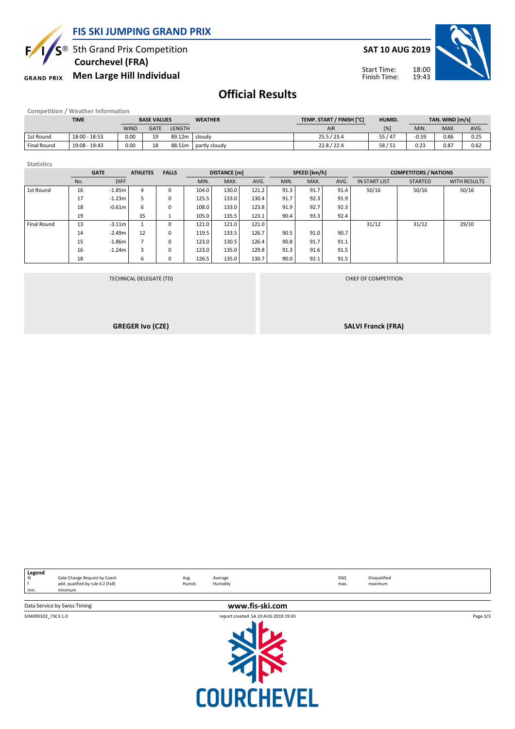# FIS SKI JUMPING GRAND PRIX

5th Grand Prix Competition
**Courchevel (FRA)**
**Men Large Hill Individual**

**SAT 10 AUG 2019**

Start Time: 18:00
Finish Time: 19:43

## Official Results

**Competition / Weather Information**

| | TIME | BASE VALUES | | | WEATHER | TEMP. START / FINISH [°C] | HUMID. | TAN. WIND [m/s] | | |
|---|---|---|---|---|---|---|---|---|---|---|
| | | WIND | GATE | LENGTH | | AIR | [%] | MIN. | MAX. | AVG. |
| 1st Round | 18:00 - 18:53 | 0.00 | 19 | 89.12m | cloudy | 25.5 / 23.4 | 55 / 47 | -0.59 | 0.86 | 0.25 |
| Final Round | 19:08 - 19:43 | 0.00 | 18 | 88.51m | partly cloudy | 22.8 / 22.4 | 58 / 51 | 0.23 | 0.87 | 0.62 |

**Statistics**

| | GATE | | ATHLETES | FALLS | DISTANCE [m] | | | SPEED [km/h] | | | COMPETITORS / NATIONS | | |
|---|---|---|---|---|---|---|---|---|---|---|---|---|---|
| | No. | DIFF | | | MIN. | MAX. | AVG. | MIN. | MAX. | AVG. | IN START LIST | STARTED | WITH RESULTS |
| 1st Round | 16 | -1.85m | 4 | 0 | 104.0 | 130.0 | 121.2 | 91.3 | 91.7 | 91.4 | 50/16 | 50/16 | 50/16 |
| | 17 | -1.23m | 5 | 0 | 125.5 | 133.0 | 130.4 | 91.7 | 92.3 | 91.9 | | | |
| | 18 | -0.61m | 6 | 0 | 108.0 | 133.0 | 123.8 | 91.9 | 92.7 | 92.3 | | | |
| | 19 | | 35 | 1 | 105.0 | 135.5 | 123.1 | 90.4 | 93.3 | 92.4 | | | |
| Final Round | 13 | -3.11m | 1 | 0 | 121.0 | 121.0 | 121.0 | | | | 31/12 | 31/12 | 29/10 |
| | 14 | -2.49m | 12 | 0 | 119.5 | 133.5 | 126.7 | 90.5 | 91.0 | 90.7 | | | |
| | 15 | -1.86m | 7 | 0 | 123.0 | 130.5 | 126.4 | 90.8 | 91.7 | 91.1 | | | |
| | 16 | -1.24m | 3 | 0 | 123.0 | 135.0 | 129.8 | 91.3 | 91.6 | 91.5 | | | |
| | 18 | | 6 | 0 | 126.5 | 135.0 | 130.7 | 90.0 | 92.1 | 91.5 | | | |

| TECHNICAL DELEGATE (TD) | CHIEF OF COMPETITION |
|---|---|
| **GREGER Ivo (CZE)** | **SALVI Franck (FRA)** |

**Legend**

| | | | | | |
|---|---|---|---|---|---|
| © | Gate Change Request by Coach | Avg. | Average | DSQ | Disqualified |
| f | add. qualified by rule 4.2 (Fall) | Humid. | Humidity | max. | maximum |
| min. | minimum | | | | |

Data Service by Swiss Timing — www.fis-ski.com

SJM090102_73C3 1.0 — report created SA 10 AUG 2019 19:43

COURCHEVEL